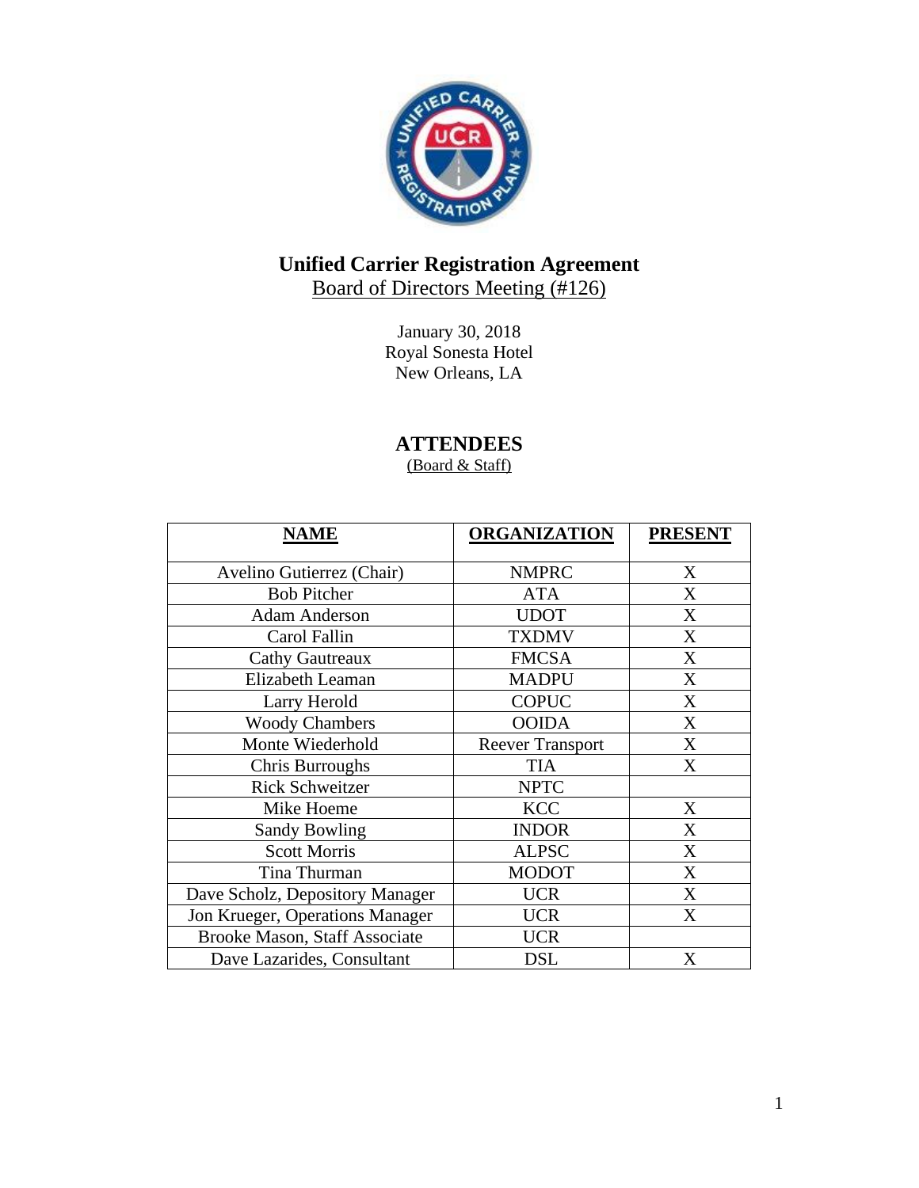# Unified Carrier Registration Agreement

## Board of Directors Meeting (#126)

January 30, 2018
Royal Sonesta Hotel
New Orleans, LA

## ATTENDEES

(Board & Staff)

| NAME | ORGANIZATION | PRESENT |
|---|---|---|
| Avelino Gutierrez (Chair) | NMPRC | X |
| Bob Pitcher | ATA | X |
| Adam Anderson | UDOT | X |
| Carol Fallin | TXDMV | X |
| Cathy Gautreaux | FMCSA | X |
| Elizabeth Leaman | MADPU | X |
| Larry Herold | COPUC | X |
| Woody Chambers | OOIDA | X |
| Monte Wiederhold | Reever Transport | X |
| Chris Burroughs | TIA | X |
| Rick Schweitzer | NPTC | |
| Mike Hoeme | KCC | X |
| Sandy Bowling | INDOR | X |
| Scott Morris | ALPSC | X |
| Tina Thurman | MODOT | X |
| Dave Scholz, Depository Manager | UCR | X |
| Jon Krueger, Operations Manager | UCR | X |
| Brooke Mason, Staff Associate | UCR | |
| Dave Lazarides, Consultant | DSL | X |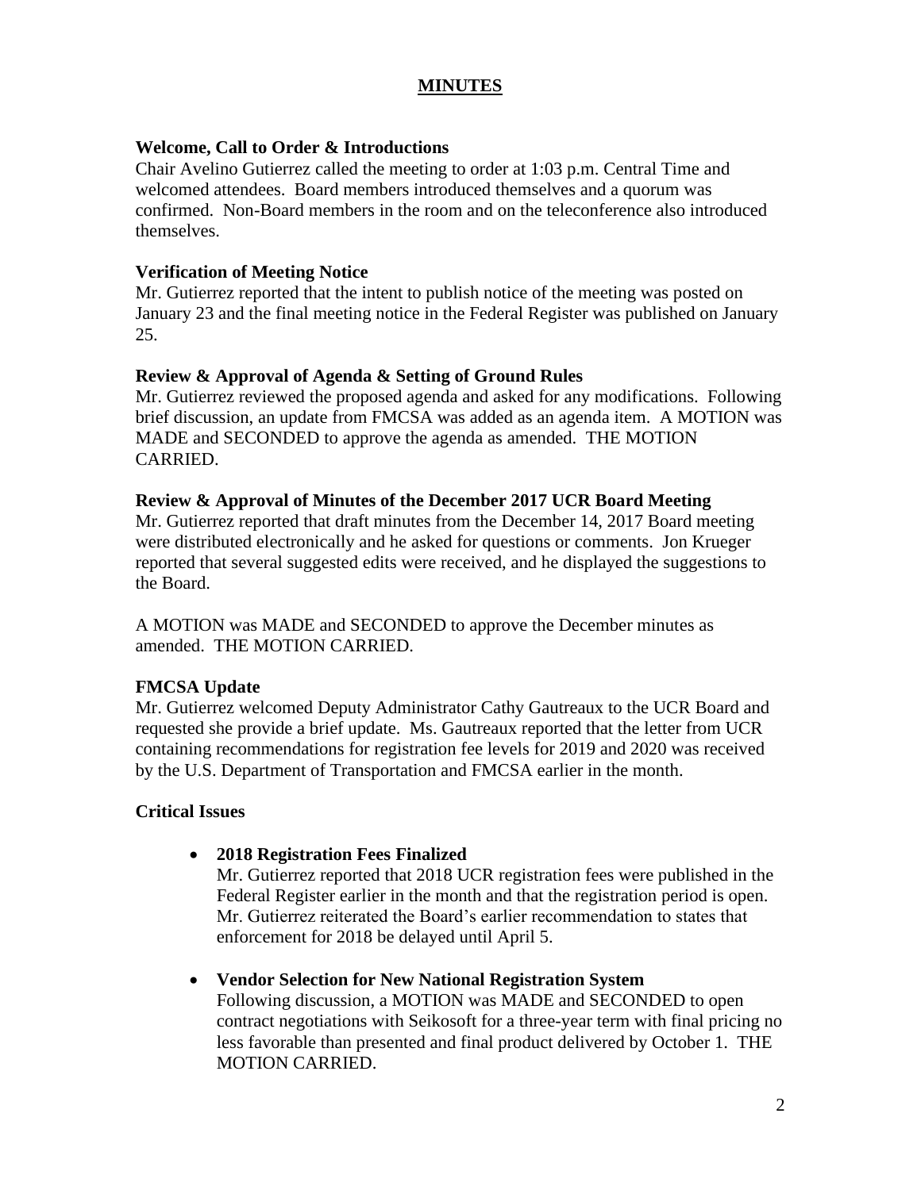# MINUTES

**Welcome, Call to Order & Introductions**

Chair Avelino Gutierrez called the meeting to order at 1:03 p.m. Central Time and welcomed attendees. Board members introduced themselves and a quorum was confirmed. Non-Board members in the room and on the teleconference also introduced themselves.

**Verification of Meeting Notice**

Mr. Gutierrez reported that the intent to publish notice of the meeting was posted on January 23 and the final meeting notice in the Federal Register was published on January 25.

**Review & Approval of Agenda & Setting of Ground Rules**

Mr. Gutierrez reviewed the proposed agenda and asked for any modifications. Following brief discussion, an update from FMCSA was added as an agenda item. A MOTION was MADE and SECONDED to approve the agenda as amended. THE MOTION CARRIED.

**Review & Approval of Minutes of the December 2017 UCR Board Meeting**

Mr. Gutierrez reported that draft minutes from the December 14, 2017 Board meeting were distributed electronically and he asked for questions or comments. Jon Krueger reported that several suggested edits were received, and he displayed the suggestions to the Board.

A MOTION was MADE and SECONDED to approve the December minutes as amended. THE MOTION CARRIED.

**FMCSA Update**

Mr. Gutierrez welcomed Deputy Administrator Cathy Gautreaux to the UCR Board and requested she provide a brief update. Ms. Gautreaux reported that the letter from UCR containing recommendations for registration fee levels for 2019 and 2020 was received by the U.S. Department of Transportation and FMCSA earlier in the month.

**Critical Issues**

- **2018 Registration Fees Finalized**
  Mr. Gutierrez reported that 2018 UCR registration fees were published in the Federal Register earlier in the month and that the registration period is open. Mr. Gutierrez reiterated the Board's earlier recommendation to states that enforcement for 2018 be delayed until April 5.

- **Vendor Selection for New National Registration System**
  Following discussion, a MOTION was MADE and SECONDED to open contract negotiations with Seikosoft for a three-year term with final pricing no less favorable than presented and final product delivered by October 1. THE MOTION CARRIED.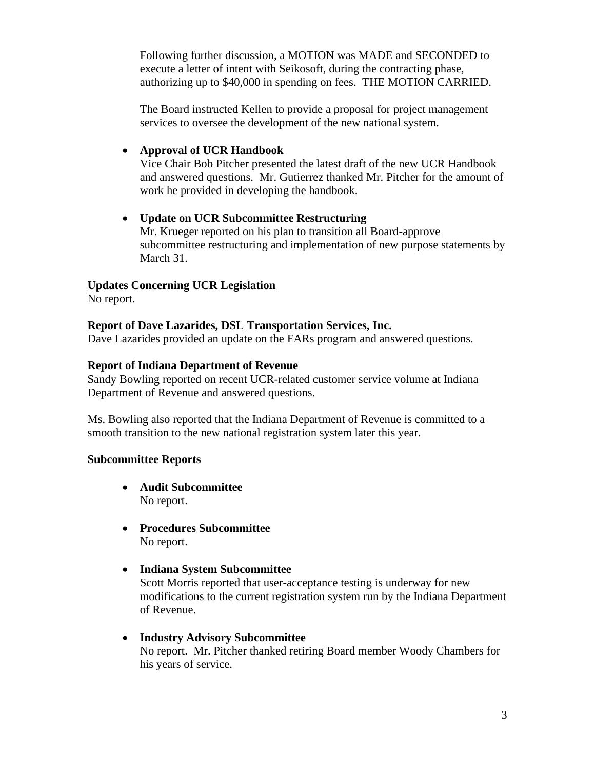Following further discussion, a MOTION was MADE and SECONDED to execute a letter of intent with Seikosoft, during the contracting phase, authorizing up to $40,000 in spending on fees. THE MOTION CARRIED.

The Board instructed Kellen to provide a proposal for project management services to oversee the development of the new national system.

- **Approval of UCR Handbook**
  Vice Chair Bob Pitcher presented the latest draft of the new UCR Handbook and answered questions. Mr. Gutierrez thanked Mr. Pitcher for the amount of work he provided in developing the handbook.

- **Update on UCR Subcommittee Restructuring**
  Mr. Krueger reported on his plan to transition all Board-approve subcommittee restructuring and implementation of new purpose statements by March 31.

**Updates Concerning UCR Legislation**
No report.

**Report of Dave Lazarides, DSL Transportation Services, Inc.**
Dave Lazarides provided an update on the FARs program and answered questions.

**Report of Indiana Department of Revenue**
Sandy Bowling reported on recent UCR-related customer service volume at Indiana Department of Revenue and answered questions.

Ms. Bowling also reported that the Indiana Department of Revenue is committed to a smooth transition to the new national registration system later this year.

**Subcommittee Reports**

- **Audit Subcommittee**
  No report.

- **Procedures Subcommittee**
  No report.

- **Indiana System Subcommittee**
  Scott Morris reported that user-acceptance testing is underway for new modifications to the current registration system run by the Indiana Department of Revenue.

- **Industry Advisory Subcommittee**
  No report. Mr. Pitcher thanked retiring Board member Woody Chambers for his years of service.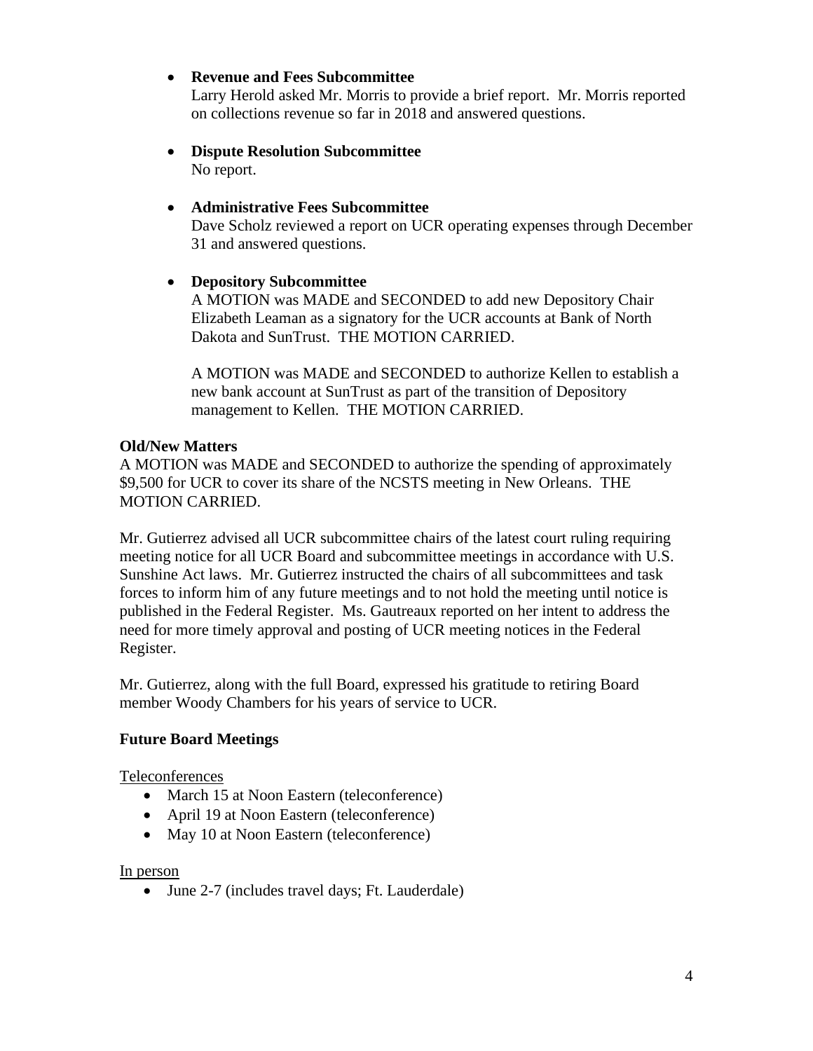- **Revenue and Fees Subcommittee**
  Larry Herold asked Mr. Morris to provide a brief report. Mr. Morris reported on collections revenue so far in 2018 and answered questions.

- **Dispute Resolution Subcommittee**
  No report.

- **Administrative Fees Subcommittee**
  Dave Scholz reviewed a report on UCR operating expenses through December 31 and answered questions.

- **Depository Subcommittee**
  A MOTION was MADE and SECONDED to add new Depository Chair Elizabeth Leaman as a signatory for the UCR accounts at Bank of North Dakota and SunTrust. THE MOTION CARRIED.

  A MOTION was MADE and SECONDED to authorize Kellen to establish a new bank account at SunTrust as part of the transition of Depository management to Kellen. THE MOTION CARRIED.

**Old/New Matters**

A MOTION was MADE and SECONDED to authorize the spending of approximately $9,500 for UCR to cover its share of the NCSTS meeting in New Orleans. THE MOTION CARRIED.

Mr. Gutierrez advised all UCR subcommittee chairs of the latest court ruling requiring meeting notice for all UCR Board and subcommittee meetings in accordance with U.S. Sunshine Act laws. Mr. Gutierrez instructed the chairs of all subcommittees and task forces to inform him of any future meetings and to not hold the meeting until notice is published in the Federal Register. Ms. Gautreaux reported on her intent to address the need for more timely approval and posting of UCR meeting notices in the Federal Register.

Mr. Gutierrez, along with the full Board, expressed his gratitude to retiring Board member Woody Chambers for his years of service to UCR.

**Future Board Meetings**

Teleconferences

- March 15 at Noon Eastern (teleconference)
- April 19 at Noon Eastern (teleconference)
- May 10 at Noon Eastern (teleconference)

In person

- June 2-7 (includes travel days; Ft. Lauderdale)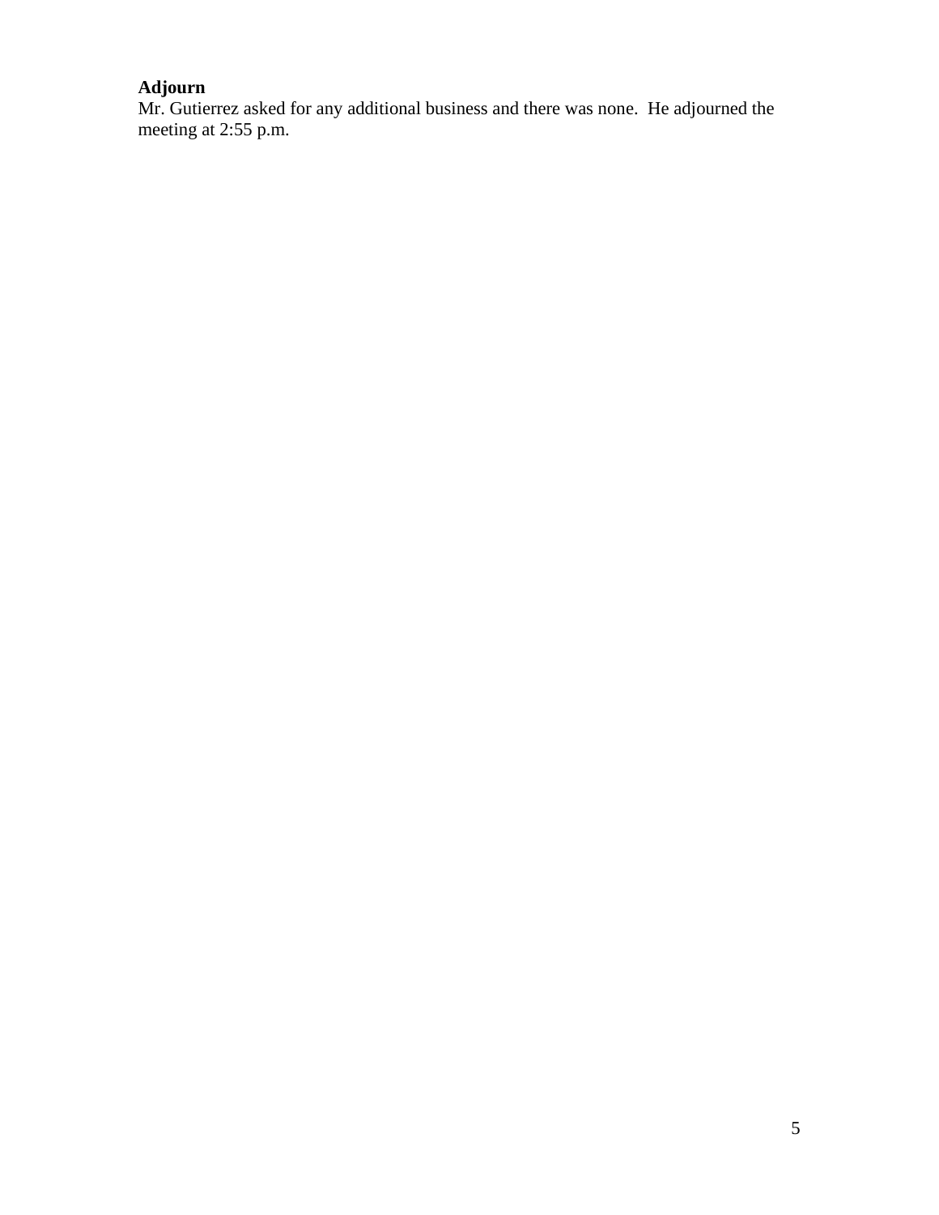**Adjourn**

Mr. Gutierrez asked for any additional business and there was none. He adjourned the meeting at 2:55 p.m.